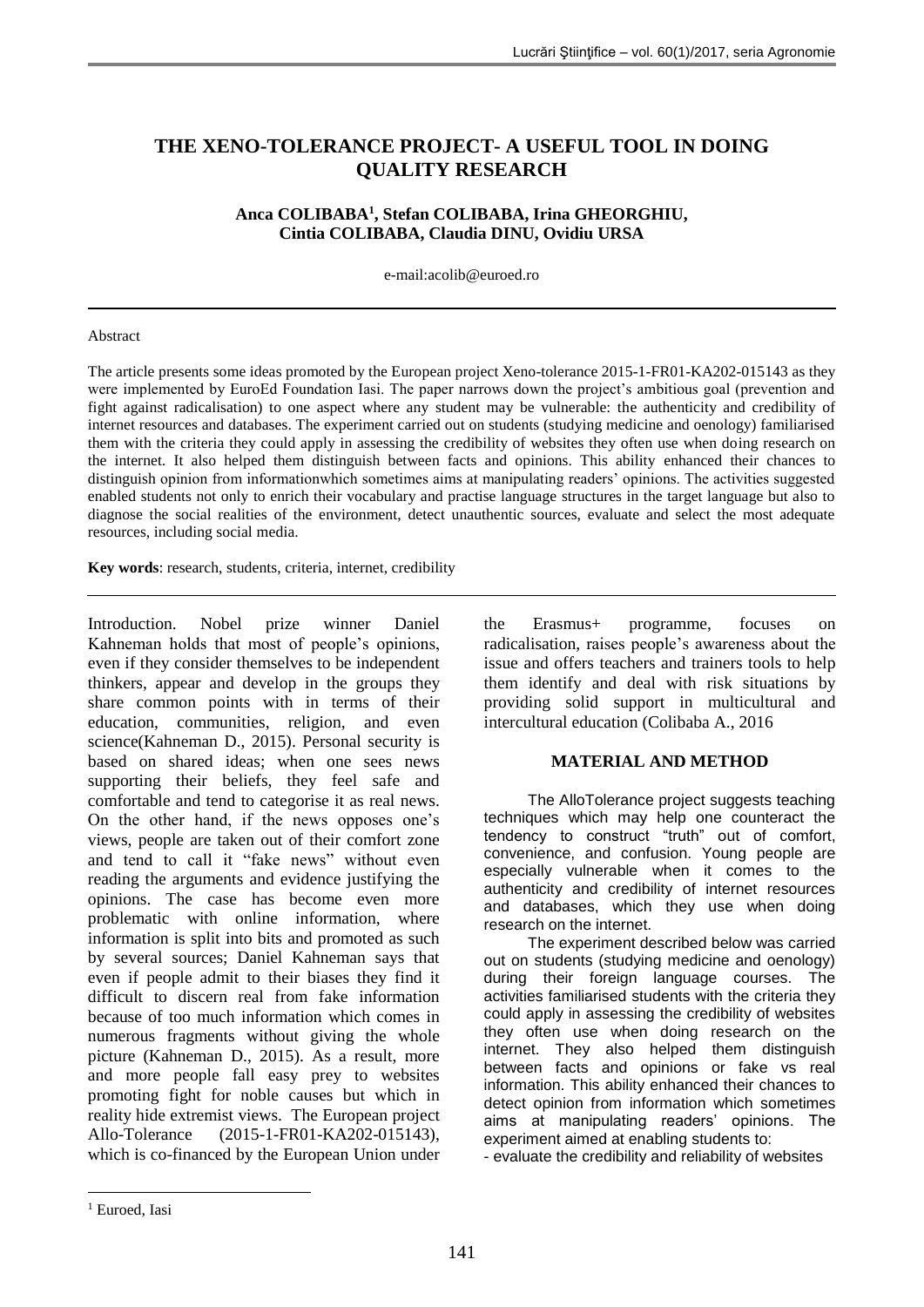# THE XENO-TOLERANCE PROJECT- A USEFUL TOOL IN DOING QUALITY RESEARCH

**Anca COLIBABA[1], Stefan COLIBABA, Irina GHEORGHIU, Cintia COLIBABA, Claudia DINU, Ovidiu URSA**

e-mail:acolib@euroed.ro

Abstract

The article presents some ideas promoted by the European project Xeno-tolerance 2015-1-FR01-KA202-015143 as they were implemented by EuroEd Foundation Iasi. The paper narrows down the project's ambitious goal (prevention and fight against radicalisation) to one aspect where any student may be vulnerable: the authenticity and credibility of internet resources and databases. The experiment carried out on students (studying medicine and oenology) familiarised them with the criteria they could apply in assessing the credibility of websites they often use when doing research on the internet. It also helped them distinguish between facts and opinions. This ability enhanced their chances to distinguish opinion from informationwhich sometimes aims at manipulating readers' opinions. The activities suggested enabled students not only to enrich their vocabulary and practise language structures in the target language but also to diagnose the social realities of the environment, detect unauthentic sources, evaluate and select the most adequate resources, including social media.

**Key words**: research, students, criteria, internet, credibility

Introduction. Nobel prize winner Daniel Kahneman holds that most of people's opinions, even if they consider themselves to be independent thinkers, appear and develop in the groups they share common points with in terms of their education, communities, religion, and even science(Kahneman D., 2015). Personal security is based on shared ideas; when one sees news supporting their beliefs, they feel safe and comfortable and tend to categorise it as real news. On the other hand, if the news opposes one's views, people are taken out of their comfort zone and tend to call it "fake news" without even reading the arguments and evidence justifying the opinions. The case has become even more problematic with online information, where information is split into bits and promoted as such by several sources; Daniel Kahneman says that even if people admit to their biases they find it difficult to discern real from fake information because of too much information which comes in numerous fragments without giving the whole picture (Kahneman D., 2015). As a result, more and more people fall easy prey to websites promoting fight for noble causes but which in reality hide extremist views. The European project Allo-Tolerance (2015-1-FR01-KA202-015143), which is co-financed by the European Union under the Erasmus+ programme, focuses on radicalisation, raises people's awareness about the issue and offers teachers and trainers tools to help them identify and deal with risk situations by providing solid support in multicultural and intercultural education (Colibaba A., 2016

## MATERIAL AND METHOD

The AlloTolerance project suggests teaching techniques which may help one counteract the tendency to construct "truth" out of comfort, convenience, and confusion. Young people are especially vulnerable when it comes to the authenticity and credibility of internet resources and databases, which they use when doing research on the internet.

The experiment described below was carried out on students (studying medicine and oenology) during their foreign language courses. The activities familiarised students with the criteria they could apply in assessing the credibility of websites they often use when doing research on the internet. They also helped them distinguish between facts and opinions or fake vs real information. This ability enhanced their chances to detect opinion from information which sometimes aims at manipulating readers' opinions. The experiment aimed at enabling students to:

- evaluate the credibility and reliability of websites

[1] Euroed, Iasi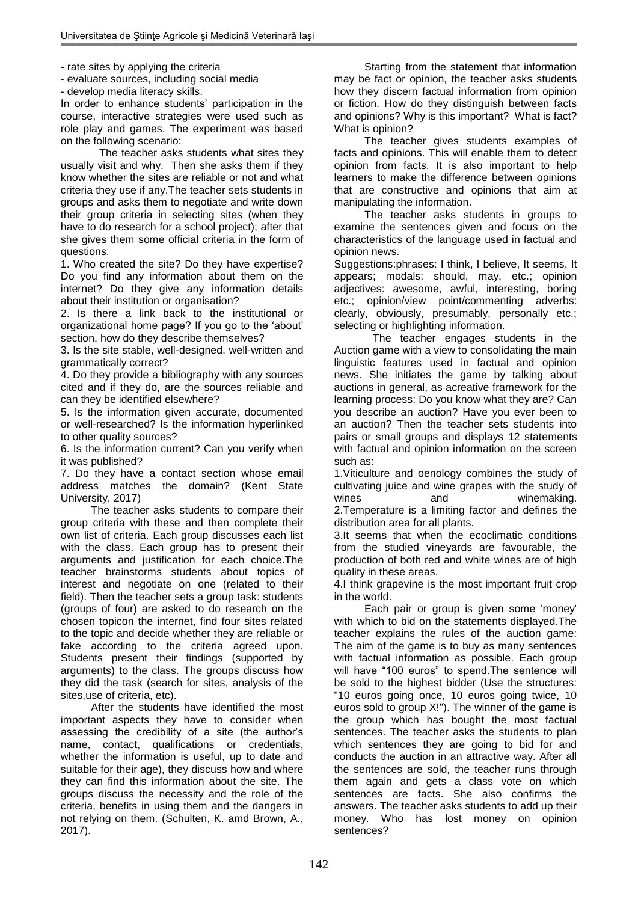- rate sites by applying the criteria
- evaluate sources, including social media
- develop media literacy skills.

In order to enhance students' participation in the course, interactive strategies were used such as role play and games. The experiment was based on the following scenario:

The teacher asks students what sites they usually visit and why. Then she asks them if they know whether the sites are reliable or not and what criteria they use if any.The teacher sets students in groups and asks them to negotiate and write down their group criteria in selecting sites (when they have to do research for a school project); after that she gives them some official criteria in the form of questions.

1. Who created the site? Do they have expertise? Do you find any information about them on the internet? Do they give any information details about their institution or organisation?
2. Is there a link back to the institutional or organizational home page? If you go to the 'about' section, how do they describe themselves?
3. Is the site stable, well-designed, well-written and grammatically correct?
4. Do they provide a bibliography with any sources cited and if they do, are the sources reliable and can they be identified elsewhere?
5. Is the information given accurate, documented or well-researched? Is the information hyperlinked to other quality sources?
6. Is the information current? Can you verify when it was published?
7. Do they have a contact section whose email address matches the domain? (Kent State University, 2017)

The teacher asks students to compare their group criteria with these and then complete their own list of criteria. Each group discusses each list with the class. Each group has to present their arguments and justification for each choice.The teacher brainstorms students about topics of interest and negotiate on one (related to their field). Then the teacher sets a group task: students (groups of four) are asked to do research on the chosen topicon the internet, find four sites related to the topic and decide whether they are reliable or fake according to the criteria agreed upon. Students present their findings (supported by arguments) to the class. The groups discuss how they did the task (search for sites, analysis of the sites,use of criteria, etc).

After the students have identified the most important aspects they have to consider when assessing the credibility of a site (the author's name, contact, qualifications or credentials, whether the information is useful, up to date and suitable for their age), they discuss how and where they can find this information about the site. The groups discuss the necessity and the role of the criteria, benefits in using them and the dangers in not relying on them. (Schulten, K. amd Brown, A., 2017).

Starting from the statement that information may be fact or opinion, the teacher asks students how they discern factual information from opinion or fiction. How do they distinguish between facts and opinions? Why is this important? What is fact? What is opinion?

The teacher gives students examples of facts and opinions. This will enable them to detect opinion from facts. It is also important to help learners to make the difference between opinions that are constructive and opinions that aim at manipulating the information.

The teacher asks students in groups to examine the sentences given and focus on the characteristics of the language used in factual and opinion news.

Suggestions:phrases: I think, I believe, It seems, It appears; modals: should, may, etc.; opinion adjectives: awesome, awful, interesting, boring etc.; opinion/view point/commenting adverbs: clearly, obviously, presumably, personally etc.; selecting or highlighting information.

The teacher engages students in the Auction game with a view to consolidating the main linguistic features used in factual and opinion news. She initiates the game by talking about auctions in general, as acreative framework for the learning process: Do you know what they are? Can you describe an auction? Have you ever been to an auction? Then the teacher sets students into pairs or small groups and displays 12 statements with factual and opinion information on the screen such as:

1.Viticulture and oenology combines the study of cultivating juice and wine grapes with the study of wines and winemaking.
2.Temperature is a limiting factor and defines the distribution area for all plants.
3.It seems that when the ecoclimatic conditions from the studied vineyards are favourable, the production of both red and white wines are of high quality in these areas.
4.I think grapevine is the most important fruit crop in the world.

Each pair or group is given some 'money' with which to bid on the statements displayed.The teacher explains the rules of the auction game: The aim of the game is to buy as many sentences with factual information as possible. Each group will have "100 euros" to spend.The sentence will be sold to the highest bidder (Use the structures: "10 euros going once, 10 euros going twice, 10 euros sold to group X!"). The winner of the game is the group which has bought the most factual sentences. The teacher asks the students to plan which sentences they are going to bid for and conducts the auction in an attractive way. After all the sentences are sold, the teacher runs through them again and gets a class vote confirms on which sentences are facts. She also confirms the answers. The teacher asks students to add up their money. Who has lost money on opinion sentences?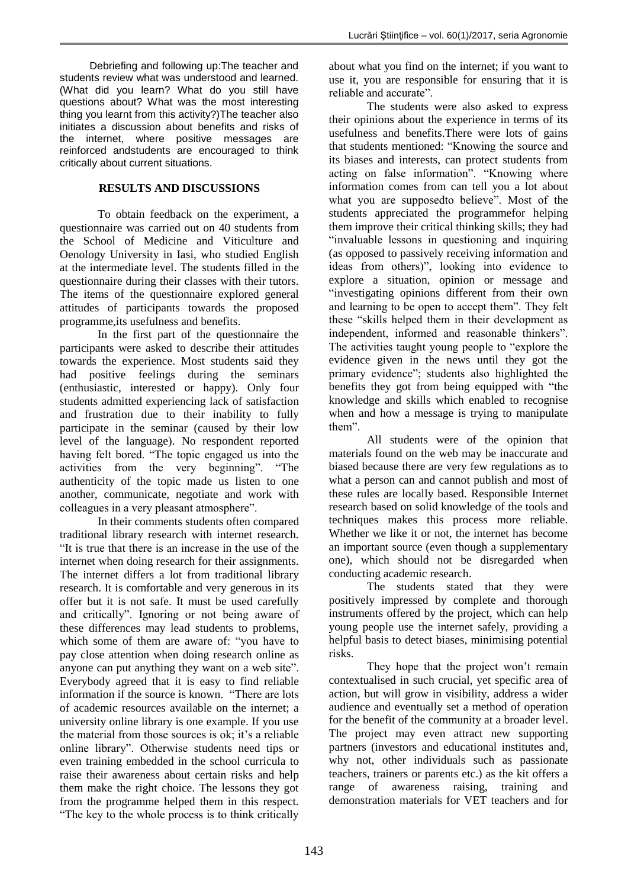Debriefing and following up:The teacher and students review what was understood and learned. (What did you learn? What do you still have questions about? What was the most interesting thing you learnt from this activity?)The teacher also initiates a discussion about benefits and risks of the internet, where positive messages are reinforced andstudents are encouraged to think critically about current situations.

## RESULTS AND DISCUSSIONS

To obtain feedback on the experiment, a questionnaire was carried out on 40 students from the School of Medicine and Viticulture and Oenology University in Iasi, who studied English at the intermediate level. The students filled in the questionnaire during their classes with their tutors. The items of the questionnaire explored general attitudes of participants towards the proposed programme,its usefulness and benefits.

In the first part of the questionnaire the participants were asked to describe their attitudes towards the experience. Most students said they had positive feelings during the seminars (enthusiastic, interested or happy). Only four students admitted experiencing lack of satisfaction and frustration due to their inability to fully participate in the seminar (caused by their low level of the language). No respondent reported having felt bored. "The topic engaged us into the activities from the very beginning". "The authenticity of the topic made us listen to one another, communicate, negotiate and work with colleagues in a very pleasant atmosphere".

In their comments students often compared traditional library research with internet research. "It is true that there is an increase in the use of the internet when doing research for their assignments. The internet differs a lot from traditional library research. It is comfortable and very generous in its offer but it is not safe. It must be used carefully and critically". Ignoring or not being aware of these differences may lead students to problems, which some of them are aware of: "you have to pay close attention when doing research online as anyone can put anything they want on a web site". Everybody agreed that it is easy to find reliable information if the source is known. "There are lots of academic resources available on the internet; a university online library is one example. If you use the material from those sources is ok; it's a reliable online library". Otherwise students need tips or even training embedded in the school curricula to raise their awareness about certain risks and help them make the right choice. The lessons they got from the programme helped them in this respect. "The key to the whole process is to think critically about what you find on the internet; if you want to use it, you are responsible for ensuring that it is reliable and accurate".

The students were also asked to express their opinions about the experience in terms of its usefulness and benefits.There were lots of gains that students mentioned: "Knowing the source and its biases and interests, can protect students from acting on false information". "Knowing where information comes from can tell you a lot about what you are supposedto believe". Most of the students appreciated the programmefor helping them improve their critical thinking skills; they had "invaluable lessons in questioning and inquiring (as opposed to passively receiving information and ideas from others)", looking into evidence to explore a situation, opinion or message and "investigating opinions different from their own and learning to be open to accept them". They felt these "skills helped them in their development as independent, informed and reasonable thinkers". The activities taught young people to "explore the evidence given in the news until they got the primary evidence"; students also highlighted the benefits they got from being equipped with "the knowledge and skills which enabled to recognise when and how a message is trying to manipulate them".

All students were of the opinion that materials found on the web may be inaccurate and biased because there are very few regulations as to what a person can and cannot publish and most of these rules are locally based. Responsible Internet research based on solid knowledge of the tools and techniques makes this process more reliable. Whether we like it or not, the internet has become an important source (even though a supplementary one), which should not be disregarded when conducting academic research.

The students stated that they were positively impressed by complete and thorough instruments offered by the project, which can help young people use the internet safely, providing a helpful basis to detect biases, minimising potential risks.

They hope that the project won't remain contextualised in such crucial, yet specific area of action, but will grow in visibility, address a wider audience and eventually set a method of operation for the benefit of the community at a broader level. The project may even attract new supporting partners (investors and educational institutes and, why not, other individuals such as passionate teachers, trainers or parents etc.) as the kit offers a range of awareness raising, training and demonstration materials for VET teachers and for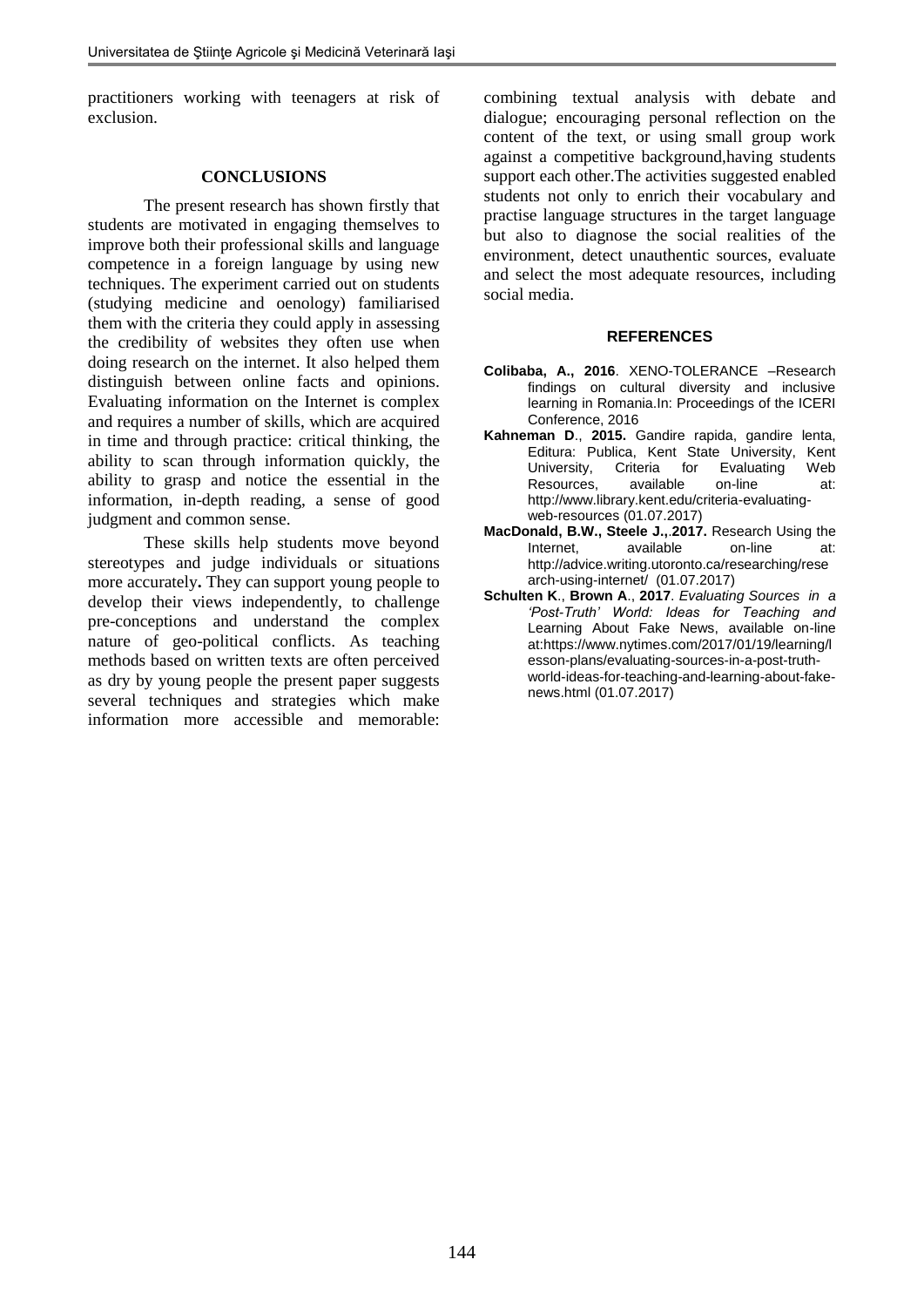practitioners working with teenagers at risk of exclusion.

## CONCLUSIONS

The present research has shown firstly that students are motivated in engaging themselves to improve both their professional skills and language competence in a foreign language by using new techniques. The experiment carried out on students (studying medicine and oenology) familiarised them with the criteria they could apply in assessing the credibility of websites they often use when doing research on the internet. It also helped them distinguish between online facts and opinions. Evaluating information on the Internet is complex and requires a number of skills, which are acquired in time and through practice: critical thinking, the ability to scan through information quickly, the ability to grasp and notice the essential in the information, in-depth reading, a sense of good judgment and common sense.

These skills help students move beyond stereotypes and judge individuals or situations more accurately**.** They can support young people to develop their views independently, to challenge pre-conceptions and understand the complex nature of geo-political conflicts. As teaching methods based on written texts are often perceived as dry by young people the present paper suggests several techniques and strategies which make information more accessible and memorable: combining textual analysis with debate and dialogue; encouraging personal reflection on the content of the text, or using small group work against a competitive background,having students support each other.The activities suggested enabled students not only to enrich their vocabulary and practise language structures in the target language but also to diagnose the social realities of the environment, detect unauthentic sources, evaluate and select the most adequate resources, including social media.

## REFERENCES

**Colibaba, A., 2016**. XENO-TOLERANCE –Research findings on cultural diversity and inclusive learning in Romania.In: Proceedings of the ICERI Conference, 2016

**Kahneman D**., **2015.** Gandire rapida, gandire lenta, Editura: Publica, Kent State University, Kent University, Criteria for Evaluating Web Resources, available on-line at: http://www.library.kent.edu/criteria-evaluating-web-resources (01.07.2017)

**MacDonald, B.W., Steele J.,**.**2017.** Research Using the Internet, available on-line at: http://advice.writing.utoronto.ca/researching/research-using-internet/ (01.07.2017)

**Schulten K**., **Brown A**., **2017**. *Evaluating Sources in a 'Post-Truth' World: Ideas for Teaching and* Learning About Fake News, available on-line at:https://www.nytimes.com/2017/01/19/learning/lesson-plans/evaluating-sources-in-a-post-truth-world-ideas-for-teaching-and-learning-about-fake-news.html (01.07.2017)